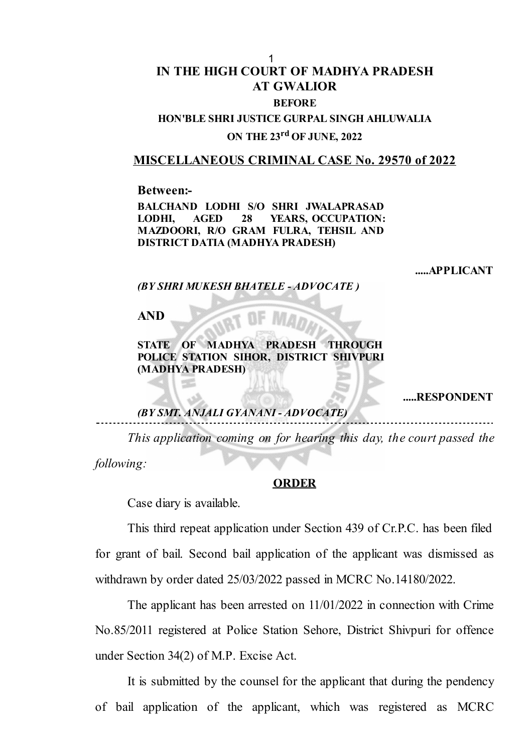# IN THE HIGH COURT OF MADHYA PRADESH AT GWALIOR

**BEFORE**

**HON'BLE SHRI JUSTICE GURPAL SINGH AHLUWALIA**

**ON THE 23rd OF JUNE, 2022**

## MISCELLANEOUS CRIMINAL CASE No. 29570 of 2022

**Between:-**

**BALCHAND LODHI S/O SHRI JWALAPRASAD LODHI, AGED 28 YEARS, OCCUPATION: MAZDOORI, R/O GRAM FULRA, TEHSIL AND DISTRICT DATIA (MADHYA PRADESH)**

**.....APPLICANT**

***(BY SHRI MUKESH BHATELE - ADVOCATE )***

**AND**

**STATE OF MADHYA PRADESH THROUGH POLICE STATION SIHOR, DISTRICT SHIVPURI (MADHYA PRADESH)**

**.....RESPONDENT**

***(BY SMT. ANJALI GYANANI - ADVOCATE)***

---

*This application coming on for hearing this day, the court passed the following:*

**ORDER**

Case diary is available.

This third repeat application under Section 439 of Cr.P.C. has been filed for grant of bail. Second bail application of the applicant was dismissed as withdrawn by order dated 25/03/2022 passed in MCRC No.14180/2022.

The applicant has been arrested on 11/01/2022 in connection with Crime No.85/2011 registered at Police Station Sehore, District Shivpuri for offence under Section 34(2) of M.P. Excise Act.

It is submitted by the counsel for the applicant that during the pendency of bail application of the applicant, which was registered as MCRC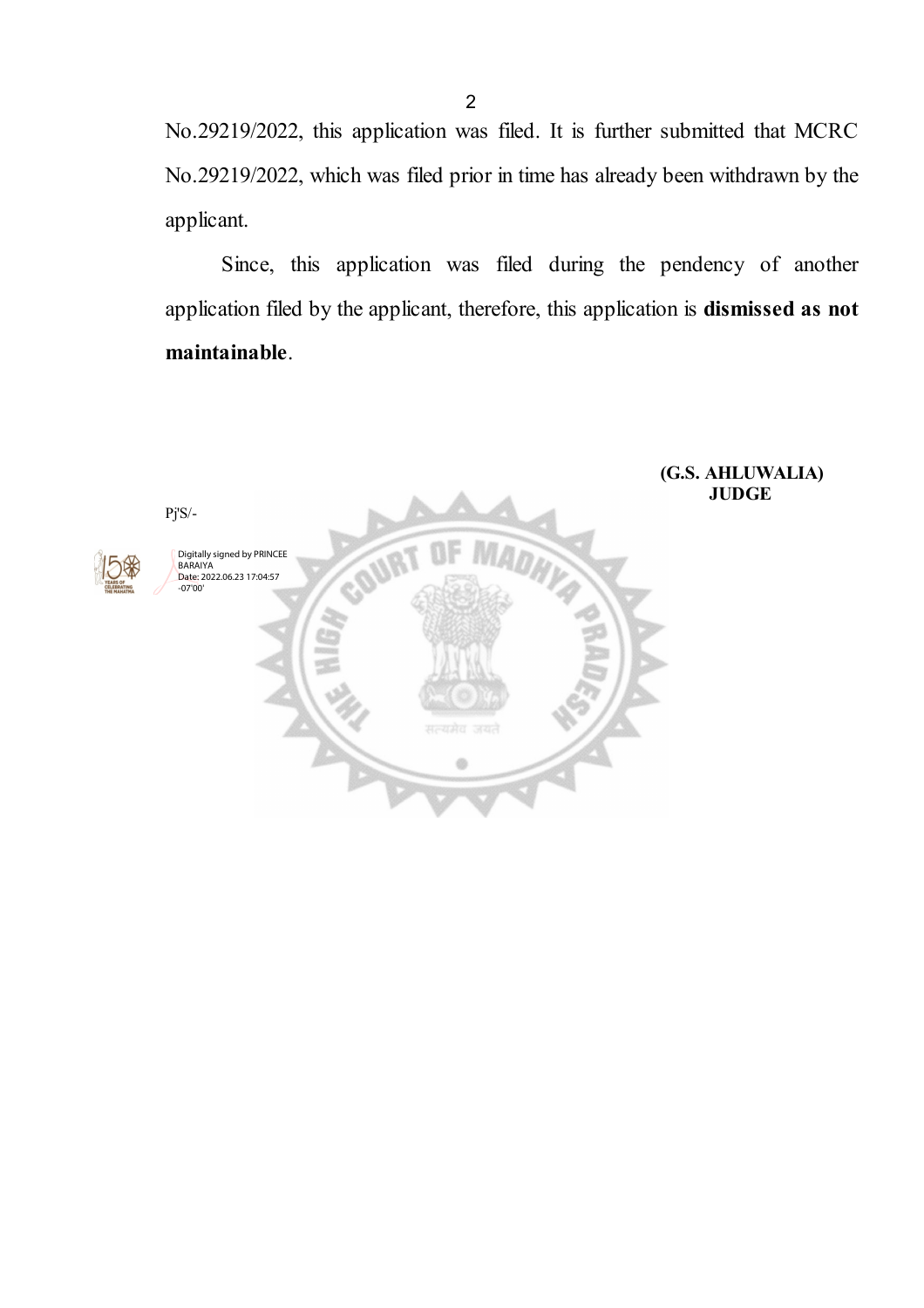No.29219/2022, this application was filed. It is further submitted that MCRC No.29219/2022, which was filed prior in time has already been withdrawn by the applicant.

Since, this application was filed during the pendency of another application filed by the applicant, therefore, this application is **dismissed as not maintainable**.

**(G.S. AHLUWALIA)**
**JUDGE**

Pj'S/-

Digitally signed by PRINCEE BARAIYA
Date: 2022.06.23 17:04:57 -07'00'